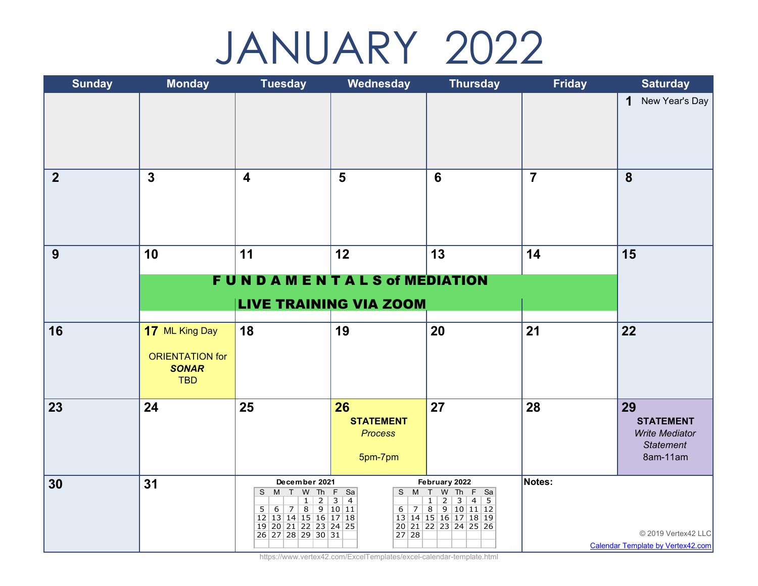# JANUARY 2022

| Sunday | Monday | Tuesday | Wednesday | Thursday | Friday | Saturday |
|---|---|---|---|---|---|---|
| | | | | | | **1** New Year's Day |
| **2** | **3** | **4** | **5** | **6** | **7** | **8** |
| **9** | **10** **F U N D A M E N T A L S of MEDIATION LIVE TRAINING VIA ZOOM** | **11** | **12** | **13** | **14** | **15** |
| **16** | **17** ML King Day<br>ORIENTATION for ***SONAR*** TBD | **18** | **19** | **20** | **21** | **22** |
| **23** | **24** | **25** | **26** **STATEMENT** *Process*<br>5pm-7pm | **27** | **28** | **29** **STATEMENT** *Write Mediator Statement* 8am-11am |
| **30** | **31** | | | | **Notes:** | |

**December 2021**

| S | M | T | W | Th | F | Sa |
|---|---|---|---|---|---|---|
| | | | 1 | 2 | 3 | 4 |
| 5 | 6 | 7 | 8 | 9 | 10 | 11 |
| 12 | 13 | 14 | 15 | 16 | 17 | 18 |
| 19 | 20 | 21 | 22 | 23 | 24 | 25 |
| 26 | 27 | 28 | 29 | 30 | 31 | |

**February 2022**

| S | M | T | W | Th | F | Sa |
|---|---|---|---|---|---|---|
| | | 1 | 2 | 3 | 4 | 5 |
| 6 | 7 | 8 | 9 | 10 | 11 | 12 |
| 13 | 14 | 15 | 16 | 17 | 18 | 19 |
| 20 | 21 | 22 | 23 | 24 | 25 | 26 |
| 27 | 28 | | | | | |

© 2019 Vertex42 LLC

Calendar Template by Vertex42.com

https://www.vertex42.com/ExcelTemplates/excel-calendar-template.html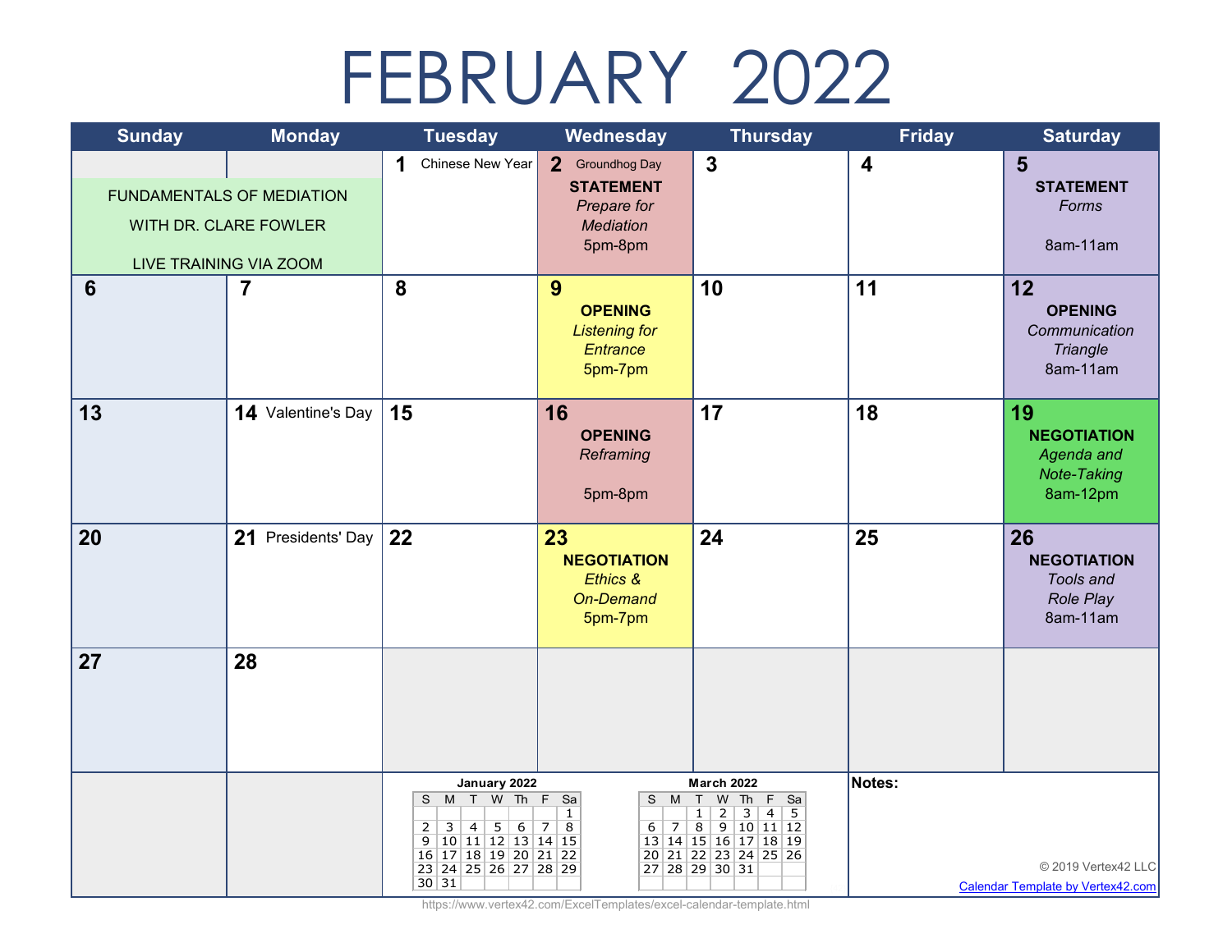# FEBRUARY 2022

| Sunday | Monday | Tuesday | Wednesday | Thursday | Friday | Saturday |
|---|---|---|---|---|---|---|
| FUNDAMENTALS OF MEDIATION WITH DR. CLARE FOWLER LIVE TRAINING VIA ZOOM | | **1** Chinese New Year | **2** Groundhog Day **STATEMENT** *Prepare for Mediation* 5pm-8pm | **3** | **4** | **5** **STATEMENT** *Forms* 8am-11am |
| **6** | **7** | **8** | **9** **OPENING** *Listening for Entrance* 5pm-7pm | **10** | **11** | **12** **OPENING** *Communication Triangle* 8am-11am |
| **13** | **14** Valentine's Day | **15** | **16** **OPENING** *Reframing* 5pm-8pm | **17** | **18** | **19** **NEGOTIATION** *Agenda and Note-Taking* 8am-12pm |
| **20** | **21** Presidents' Day | **22** | **23** **NEGOTIATION** *Ethics & On-Demand* 5pm-7pm | **24** | **25** | **26** **NEGOTIATION** *Tools and Role Play* 8am-11am |
| **27** | **28** | | | | | |

**January 2022**

| S | M | T | W | Th | F | Sa |
|---|---|---|---|---|---|---|
| | | | | | | 1 |
| 2 | 3 | 4 | 5 | 6 | 7 | 8 |
| 9 | 10 | 11 | 12 | 13 | 14 | 15 |
| 16 | 17 | 18 | 19 | 20 | 21 | 22 |
| 23 | 24 | 25 | 26 | 27 | 28 | 29 |
| 30 | 31 | | | | | |

**March 2022**

| S | M | T | W | Th | F | Sa |
|---|---|---|---|---|---|---|
| | | 1 | 2 | 3 | 4 | 5 |
| 6 | 7 | 8 | 9 | 10 | 11 | 12 |
| 13 | 14 | 15 | 16 | 17 | 18 | 19 |
| 20 | 21 | 22 | 23 | 24 | 25 | 26 |
| 27 | 28 | 29 | 30 | 31 | | |

**Notes:**

© 2019 Vertex42 LLC

Calendar Template by Vertex42.com

https://www.vertex42.com/ExcelTemplates/excel-calendar-template.html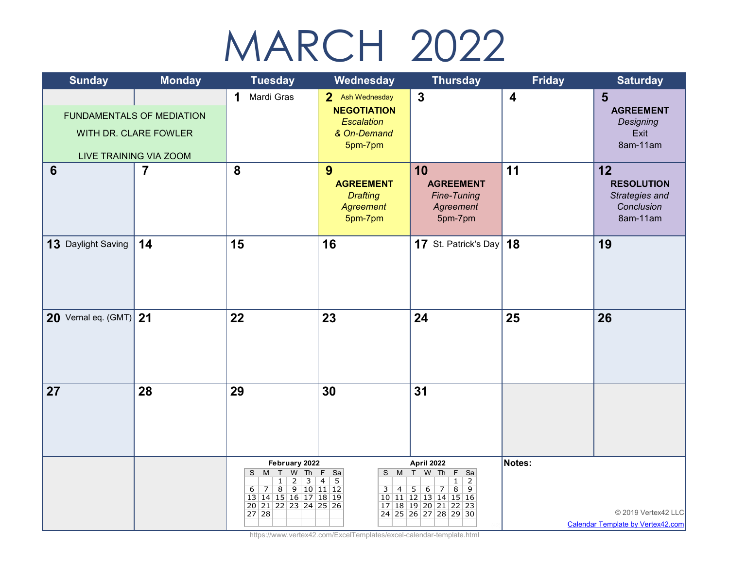# MARCH 2022

| Sunday | Monday | Tuesday | Wednesday | Thursday | Friday | Saturday |
|---|---|---|---|---|---|---|
| FUNDAMENTALS OF MEDIATION WITH DR. CLARE FOWLER LIVE TRAINING VIA ZOOM | | **1** Mardi Gras | **2** Ash Wednesday **NEGOTIATION** *Escalation & On-Demand* 5pm-7pm | **3** | **4** | **5** **AGREEMENT** *Designing* Exit 8am-11am |
| **6** | **7** | **8** | **9** **AGREEMENT** *Drafting Agreement* 5pm-7pm | **10** **AGREEMENT** *Fine-Tuning Agreement* 5pm-7pm | **11** | **12** **RESOLUTION** *Strategies and Conclusion* 8am-11am |
| **13** Daylight Saving | **14** | **15** | **16** | **17** St. Patrick's Day | **18** | **19** |
| **20** Vernal eq. (GMT) | **21** | **22** | **23** | **24** | **25** | **26** |
| **27** | **28** | **29** | **30** | **31** | | |

**February 2022**

| S | M | T | W | Th | F | Sa |
|---|---|---|---|---|---|---|
| | | 1 | 2 | 3 | 4 | 5 |
| 6 | 7 | 8 | 9 | 10 | 11 | 12 |
| 13 | 14 | 15 | 16 | 17 | 18 | 19 |
| 20 | 21 | 22 | 23 | 24 | 25 | 26 |
| 27 | 28 | | | | | |

**April 2022**

| S | M | T | W | Th | F | Sa |
|---|---|---|---|---|---|---|
| | | | | | 1 | 2 |
| 3 | 4 | 5 | 6 | 7 | 8 | 9 |
| 10 | 11 | 12 | 13 | 14 | 15 | 16 |
| 17 | 18 | 19 | 20 | 21 | 22 | 23 |
| 24 | 25 | 26 | 27 | 28 | 29 | 30 |

**Notes:**

© 2019 Vertex42 LLC

Calendar Template by Vertex42.com

https://www.vertex42.com/ExcelTemplates/excel-calendar-template.html